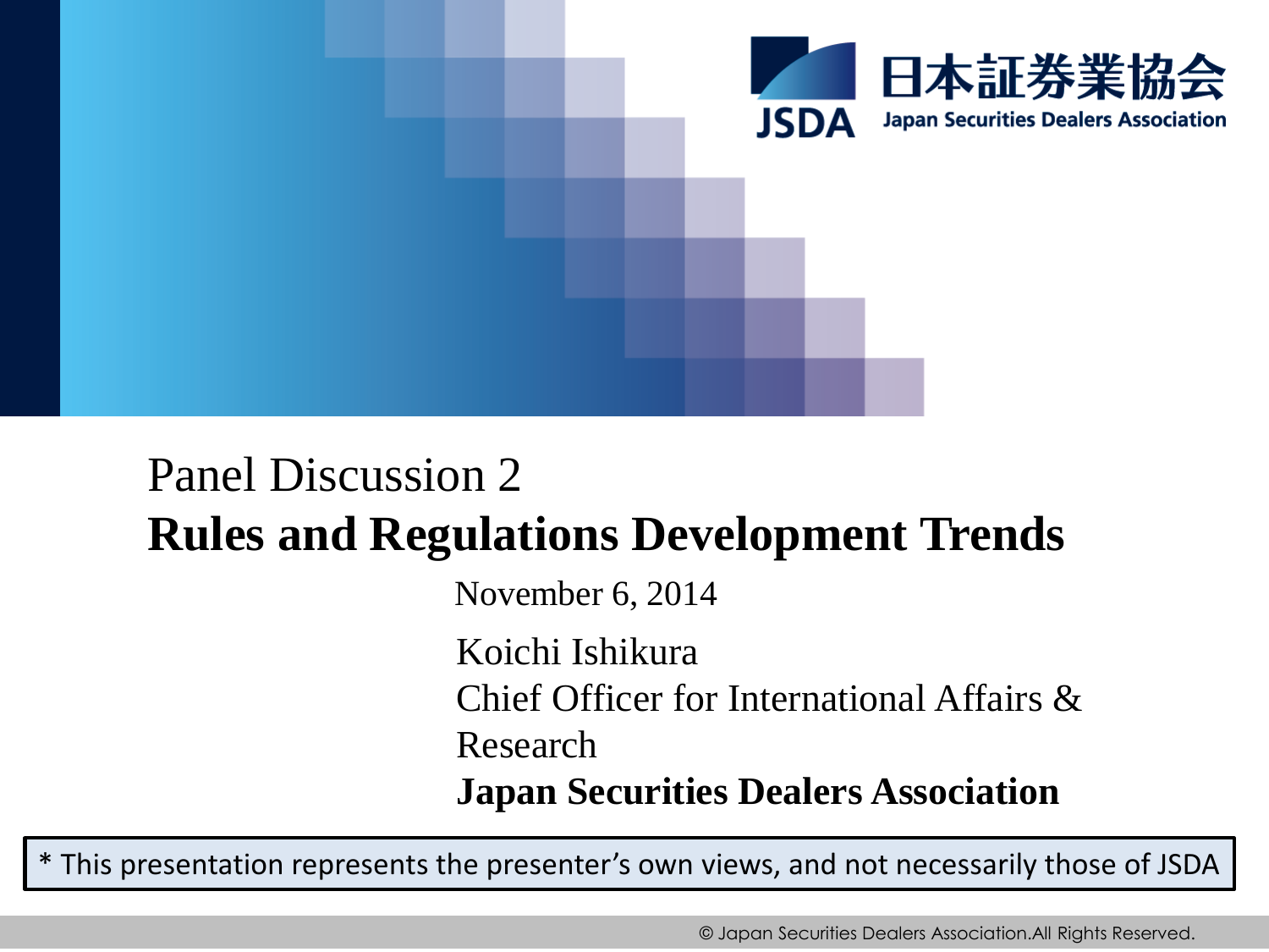日本証券業協会

JSDA Japan Securities Dealers Association

# Panel Discussion 2

# Rules and Regulations Development Trends

November 6, 2014

Koichi Ishikura
Chief Officer for International Affairs & Research
**Japan Securities Dealers Association**

* This presentation represents the presenter's own views, and not necessarily those of JSDA

© Japan Securities Dealers Association.All Rights Reserved.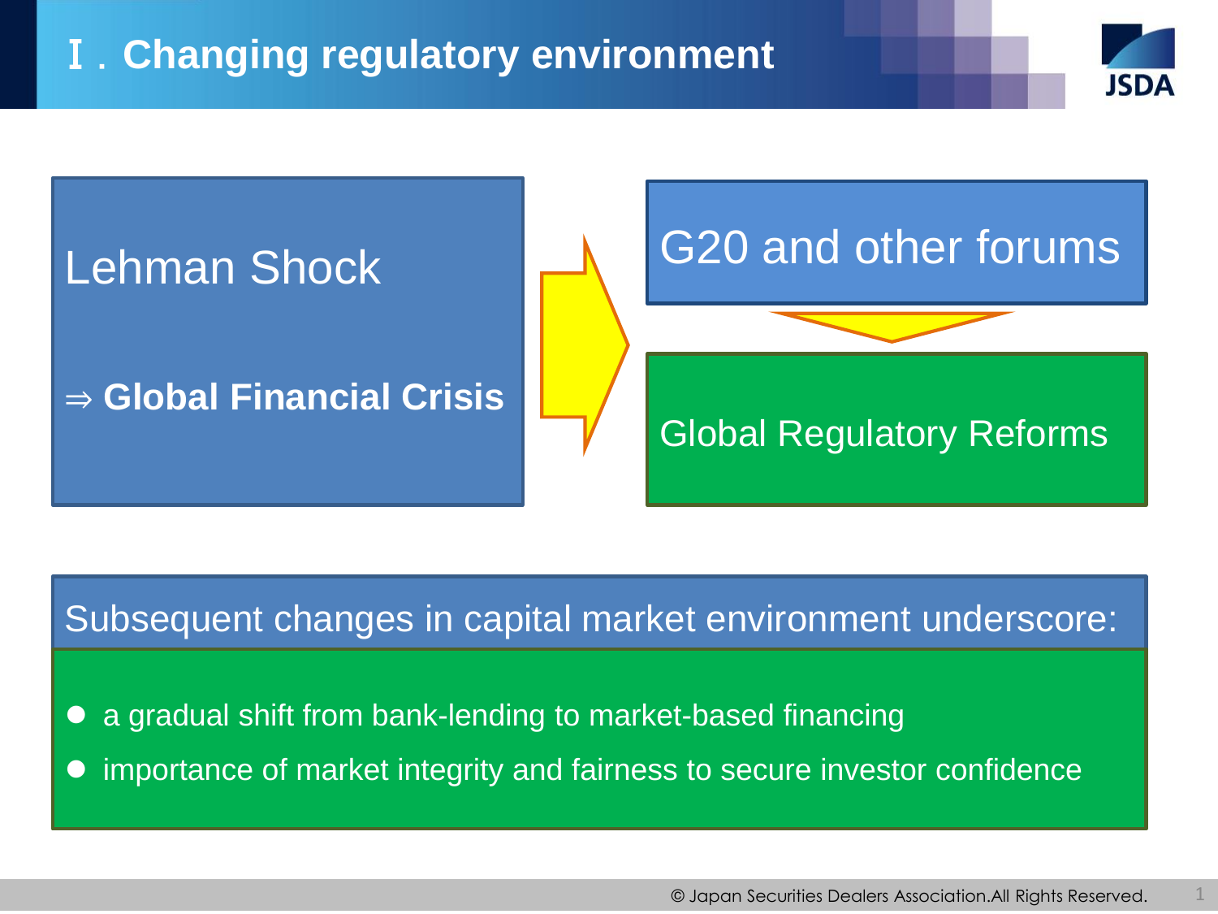# Ⅰ. Changing regulatory environment

Lehman Shock

⇒ **Global Financial Crisis**

G20 and other forums

Global Regulatory Reforms

Subsequent changes in capital market environment underscore:

- a gradual shift from bank-lending to market-based financing
- importance of market integrity and fairness to secure investor confidence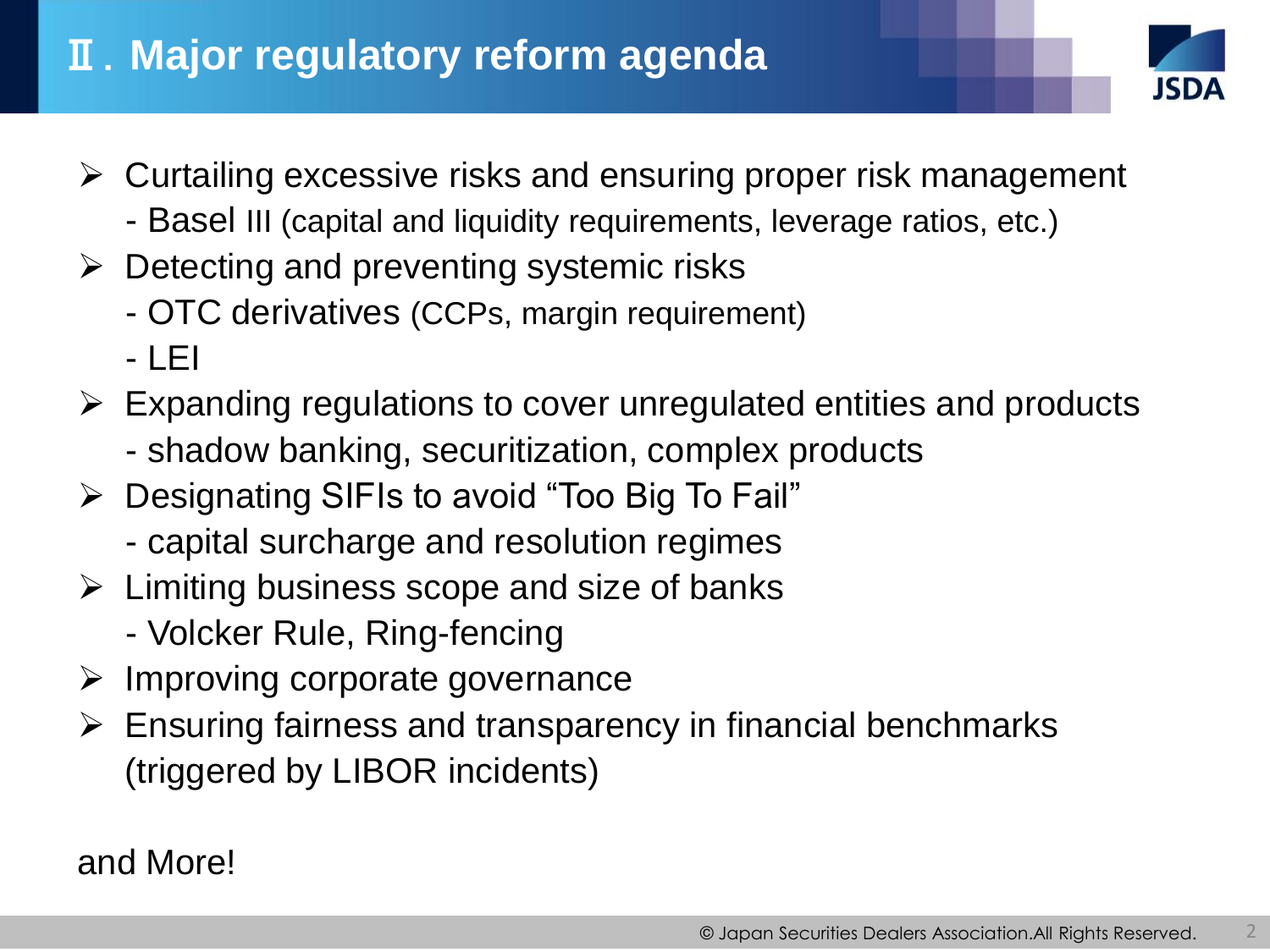# Ⅱ. Major regulatory reform agenda

- Curtailing excessive risks and ensuring proper risk management
  - Basel III (capital and liquidity requirements, leverage ratios, etc.)
- Detecting and preventing systemic risks
  - OTC derivatives (CCPs, margin requirement)
  - LEI
- Expanding regulations to cover unregulated entities and products
  - shadow banking, securitization, complex products
- Designating SIFIs to avoid “Too Big To Fail”
  - capital surcharge and resolution regimes
- Limiting business scope and size of banks
  - Volcker Rule, Ring-fencing
- Improving corporate governance
- Ensuring fairness and transparency in financial benchmarks (triggered by LIBOR incidents)

and More!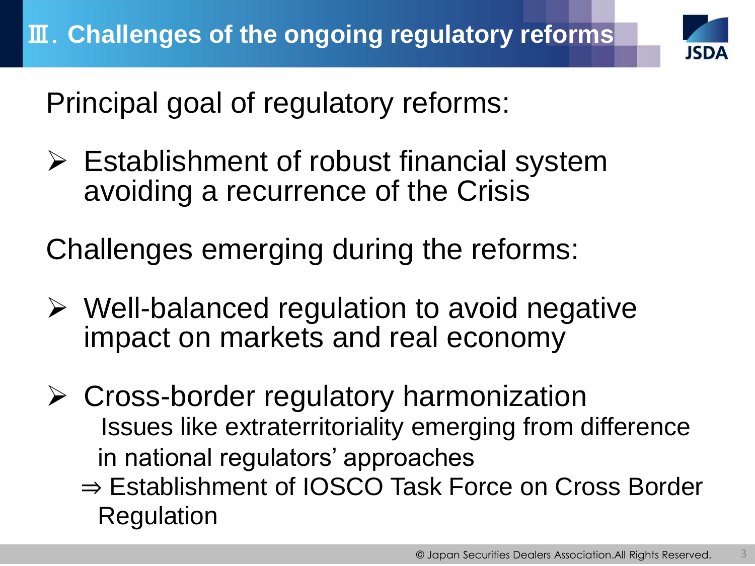# Ⅲ. Challenges of the ongoing regulatory reforms

Principal goal of regulatory reforms:

- Establishment of robust financial system avoiding a recurrence of the Crisis

Challenges emerging during the reforms:

- Well-balanced regulation to avoid negative impact on markets and real economy
- Cross-border regulatory harmonization
  Issues like extraterritoriality emerging from difference in national regulators' approaches
  ⇒ Establishment of IOSCO Task Force on Cross Border Regulation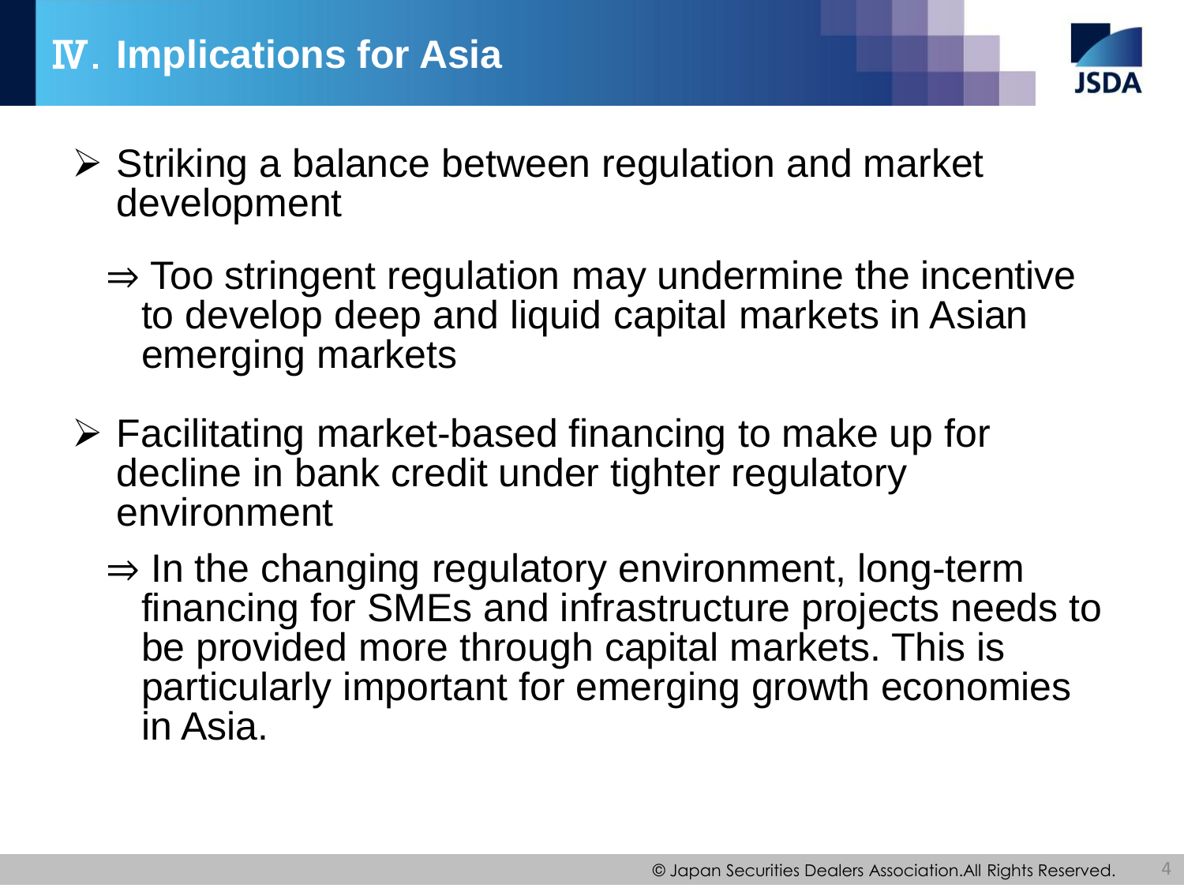# Ⅳ. Implications for Asia

- Striking a balance between regulation and market development

  ⇒ Too stringent regulation may undermine the incentive to develop deep and liquid capital markets in Asian emerging markets

- Facilitating market-based financing to make up for decline in bank credit under tighter regulatory environment

  ⇒ In the changing regulatory environment, long-term financing for SMEs and infrastructure projects needs to be provided more through capital markets. This is particularly important for emerging growth economies in Asia.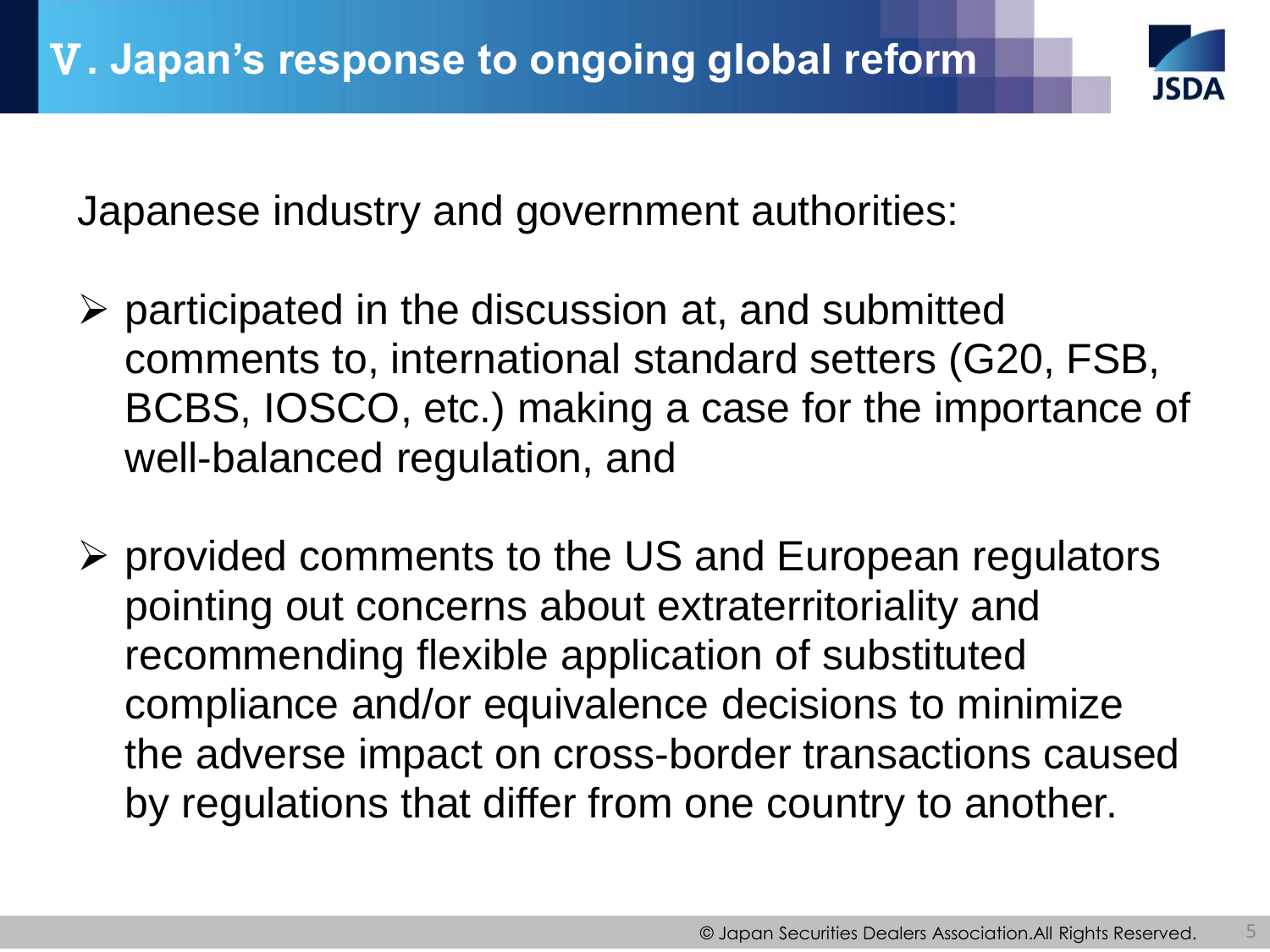# Ⅴ. Japan's response to ongoing global reform

Japanese industry and government authorities:

- participated in the discussion at, and submitted comments to, international standard setters (G20, FSB, BCBS, IOSCO, etc.) making a case for the importance of well-balanced regulation, and

- provided comments to the US and European regulators pointing out concerns about extraterritoriality and recommending flexible application of substituted compliance and/or equivalence decisions to minimize the adverse impact on cross-border transactions caused by regulations that differ from one country to another.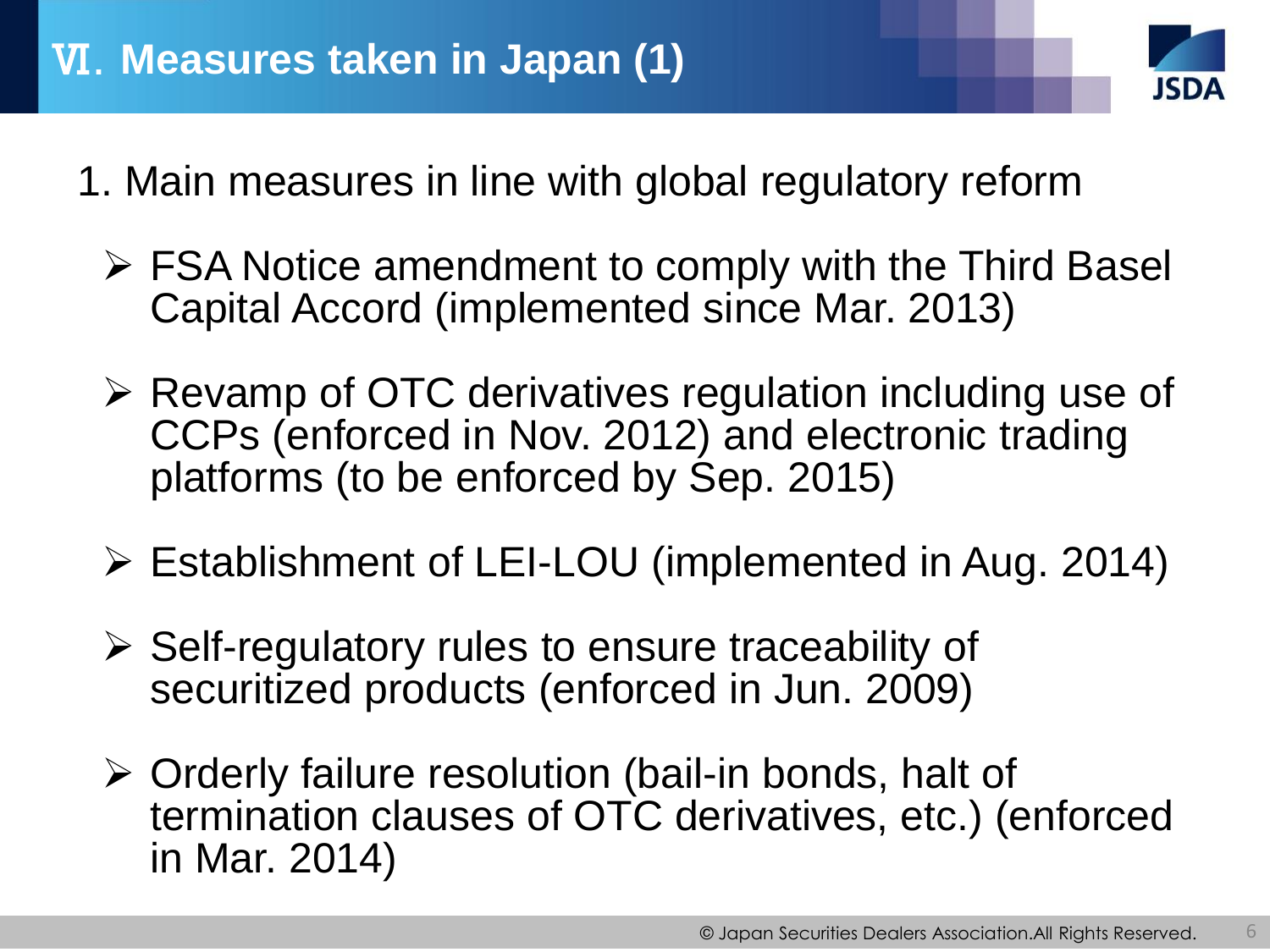# Ⅵ. Measures taken in Japan (1)

1. Main measures in line with global regulatory reform

- FSA Notice amendment to comply with the Third Basel Capital Accord (implemented since Mar. 2013)
- Revamp of OTC derivatives regulation including use of CCPs (enforced in Nov. 2012) and electronic trading platforms (to be enforced by Sep. 2015)
- Establishment of LEI-LOU (implemented in Aug. 2014)
- Self-regulatory rules to ensure traceability of securitized products (enforced in Jun. 2009)
- Orderly failure resolution (bail-in bonds, halt of termination clauses of OTC derivatives, etc.) (enforced in Mar. 2014)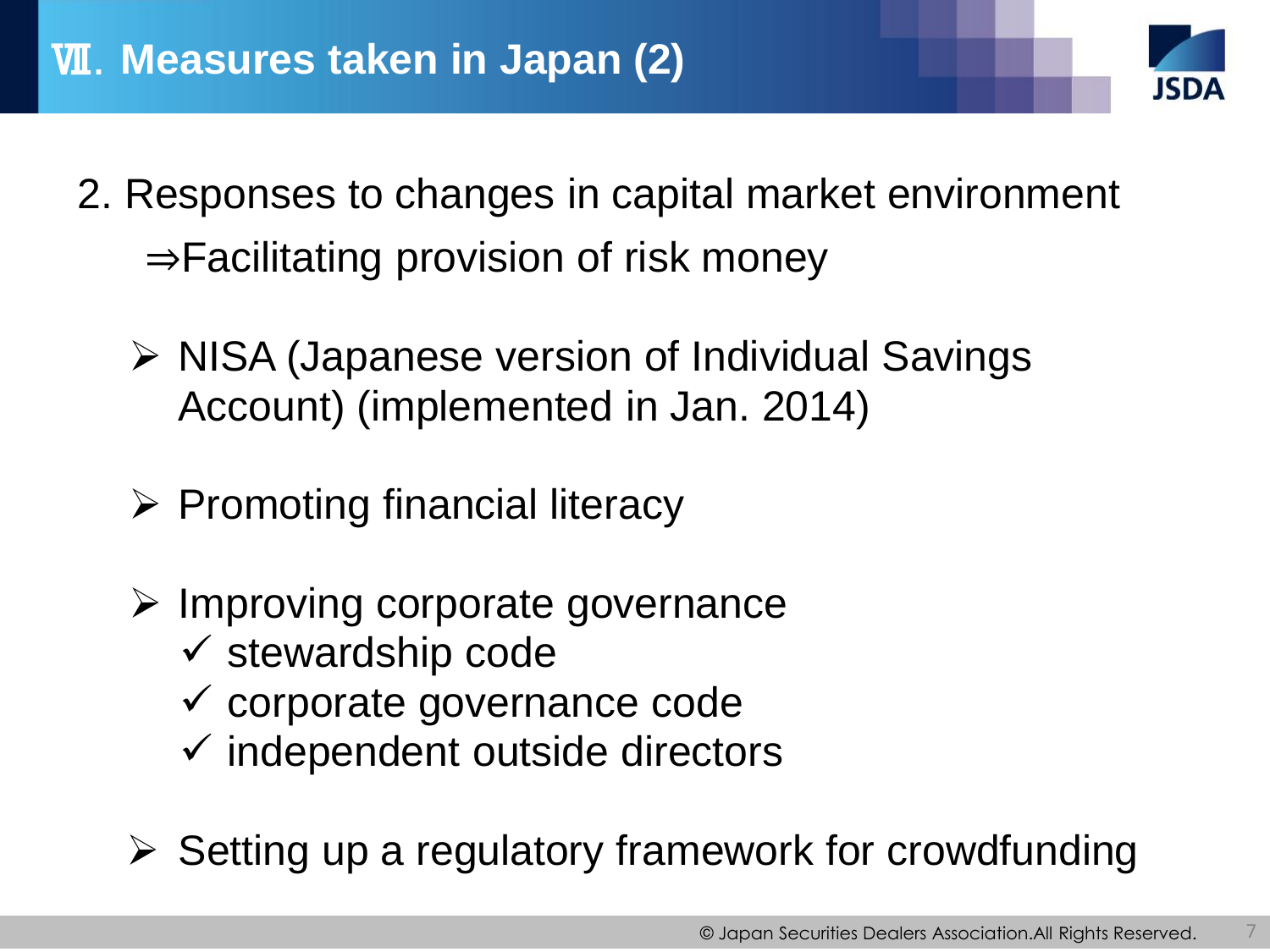# Ⅶ. Measures taken in Japan (2)

2. Responses to changes in capital market environment

⇒Facilitating provision of risk money

- NISA (Japanese version of Individual Savings Account) (implemented in Jan. 2014)
- Promoting financial literacy
- Improving corporate governance
  - ✓ stewardship code
  - ✓ corporate governance code
  - ✓ independent outside directors
- Setting up a regulatory framework for crowdfunding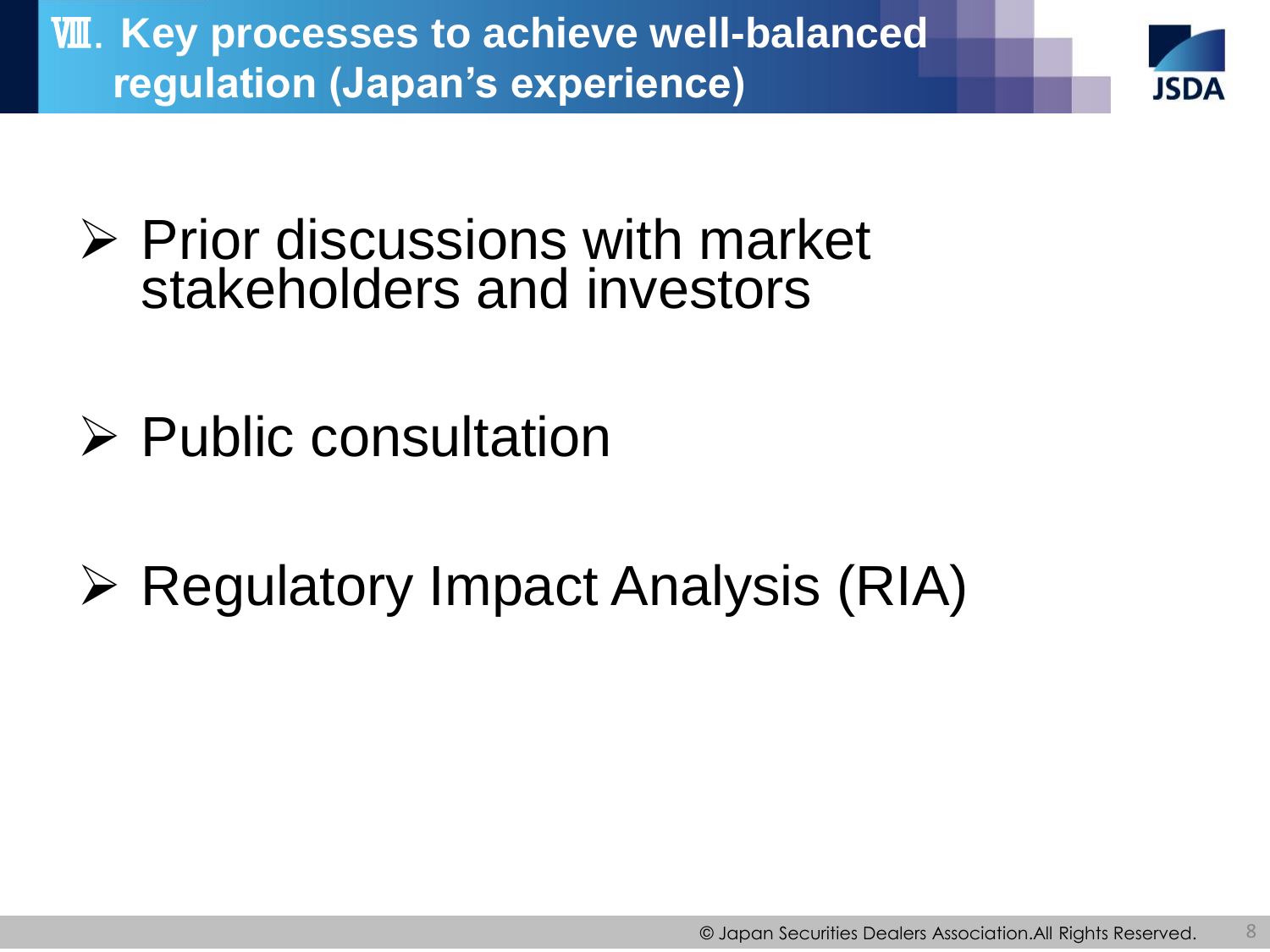# Ⅷ. Key processes to achieve well-balanced regulation (Japan's experience)

- Prior discussions with market stakeholders and investors

- Public consultation

- Regulatory Impact Analysis (RIA)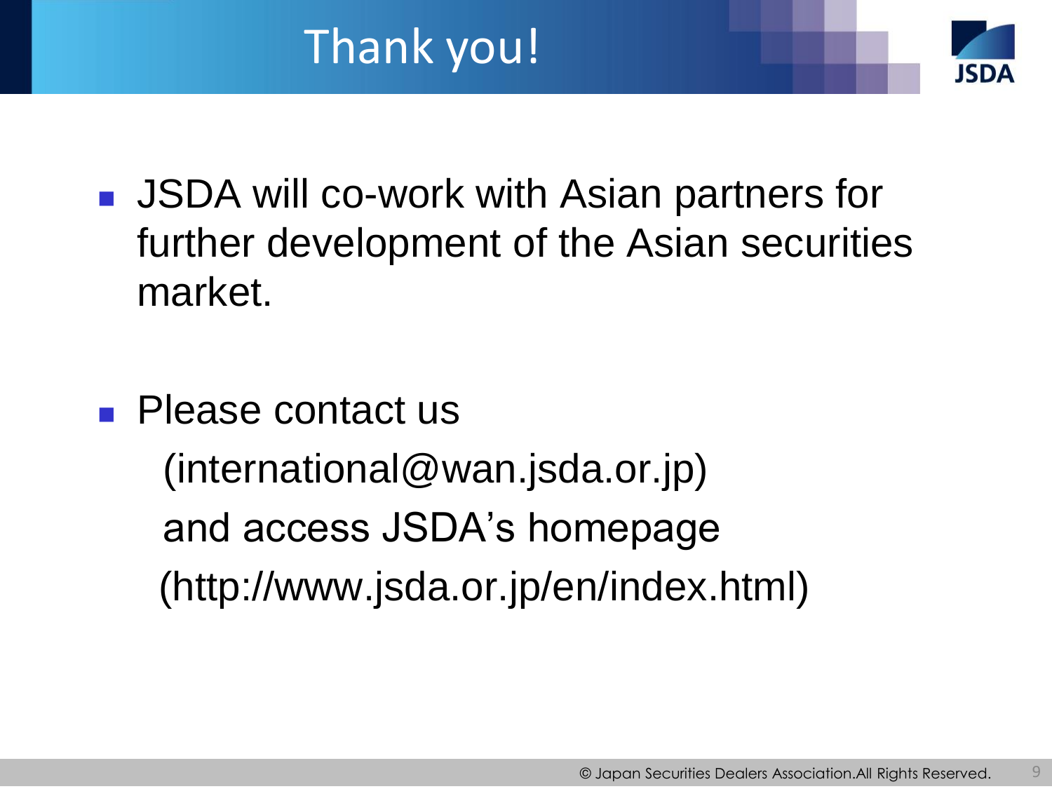# Thank you!

- JSDA will co-work with Asian partners for further development of the Asian securities market.

- Please contact us
  (international@wan.jsda.or.jp)
  and access JSDA's homepage
  (http://www.jsda.or.jp/en/index.html)